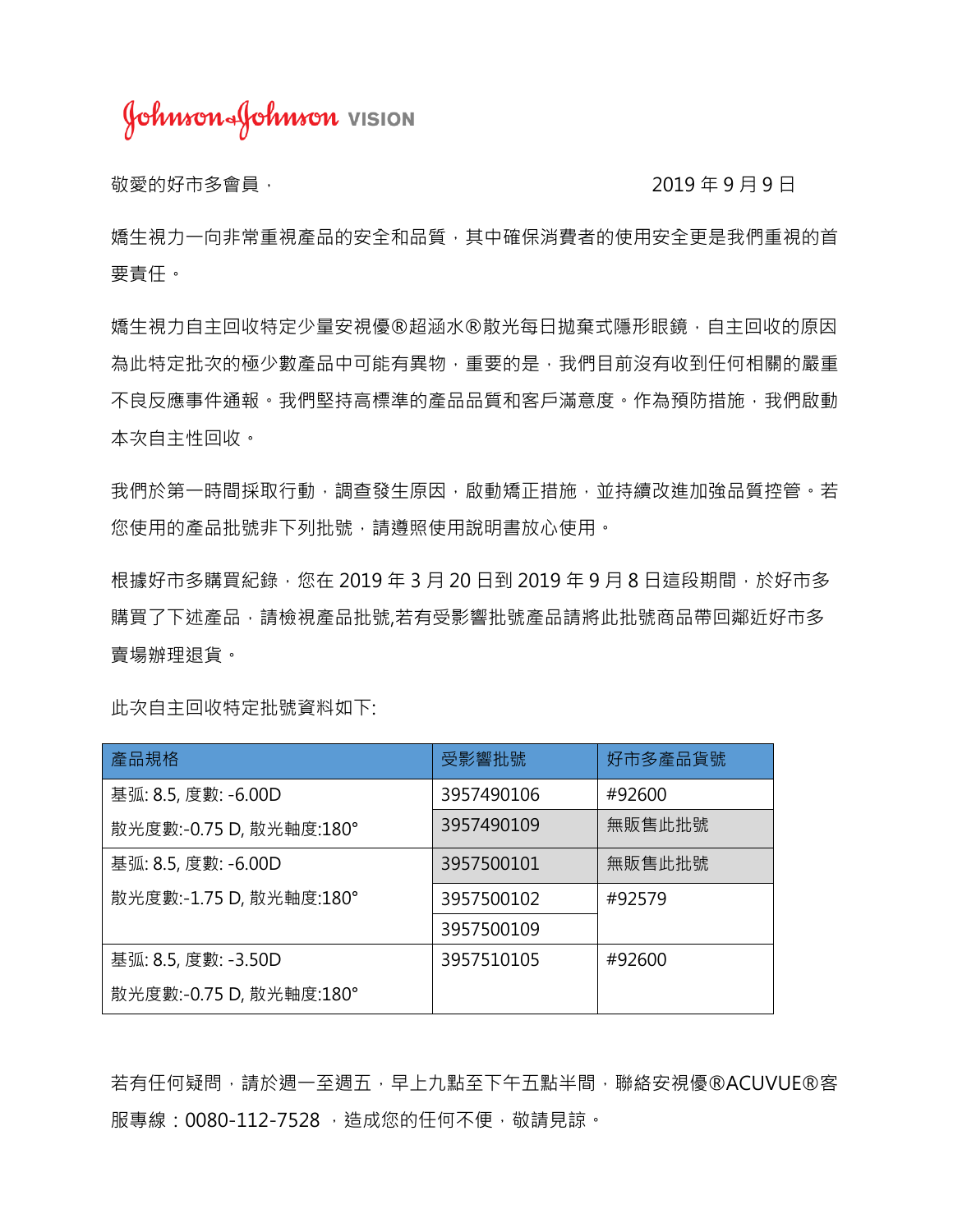Johnson & Johnson VISION

敬愛的好市多會員， 2019 年 9 月 9 日

嬌生視力一向非常重視產品的安全和品質，其中確保消費者的使用安全更是我們重視的首要責任。

嬌生視力自主回收特定少量安視優®超涵水®散光每日拋棄式隱形眼鏡，自主回收的原因為此特定批次的極少數產品中可能有異物，重要的是，我們目前沒有收到任何相關的嚴重不良反應事件通報。我們堅持高標準的產品品質和客戶滿意度。作為預防措施，我們啟動本次自主性回收。

我們於第一時間採取行動，調查發生原因，啟動矯正措施，並持續改進加強品質控管。若您使用的產品批號非下列批號，請遵照使用說明書放心使用。

根據好市多購買紀錄，您在 2019 年 3 月 20 日到 2019 年 9 月 8 日這段期間，於好市多購買了下述產品，請檢視產品批號,若有受影響批號產品請將此批號商品帶回鄰近好市多賣場辦理退貨。

此次自主回收特定批號資料如下:

| 產品規格 | 受影響批號 | 好市多產品貨號 |
|---|---|---|
| 基弧: 8.5, 度數: -6.00D 散光度數:-0.75 D, 散光軸度:180° | 3957490106 | #92600 |
| | 3957490109 | 無販售此批號 |
| 基弧: 8.5, 度數: -6.00D 散光度數:-1.75 D, 散光軸度:180° | 3957500101 | 無販售此批號 |
| | 3957500102 | #92579 |
| | 3957500109 | |
| 基弧: 8.5, 度數: -3.50D 散光度數:-0.75 D, 散光軸度:180° | 3957510105 | #92600 |

若有任何疑問，請於週一至週五，早上九點至下午五點半間，聯絡安視優®ACUVUE®客服專線：0080-112-7528 ，造成您的任何不便，敬請見諒。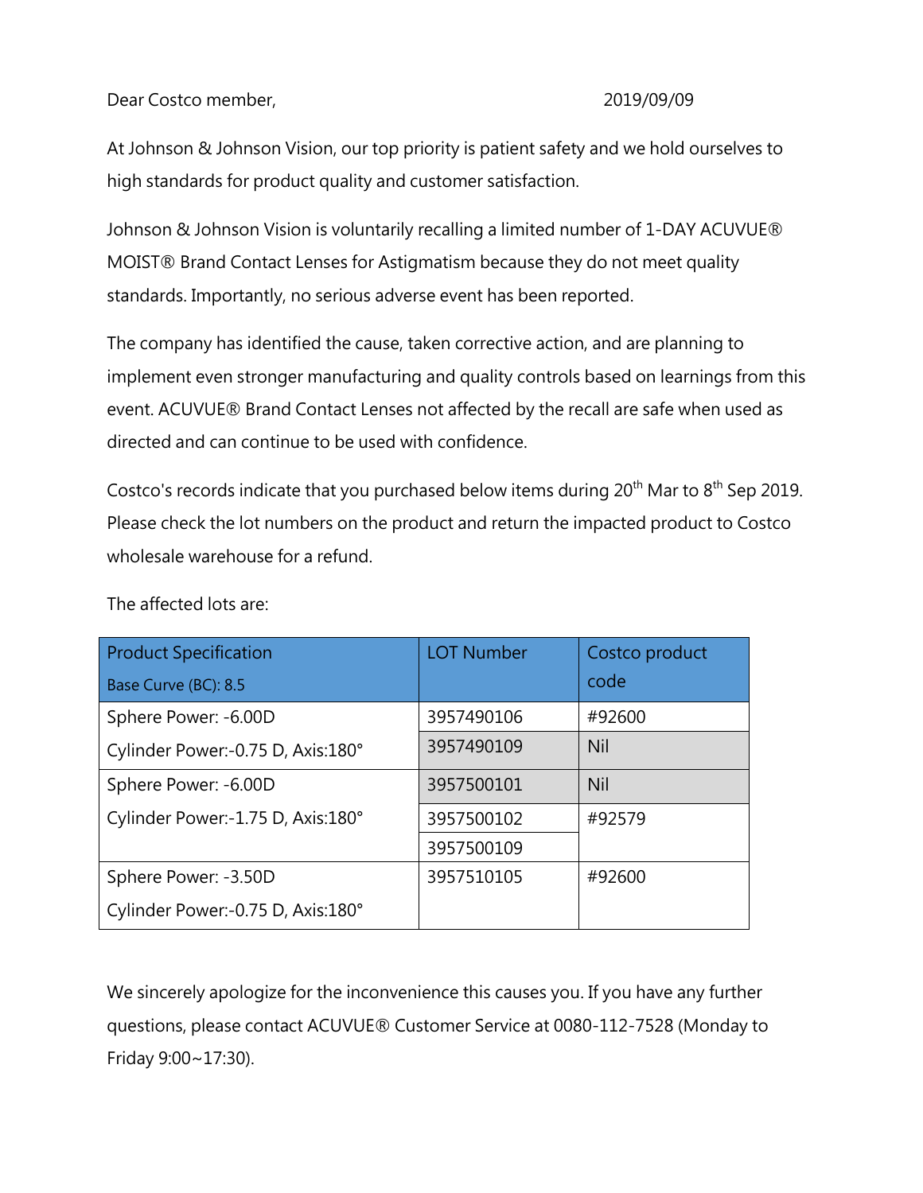Dear Costco member, 2019/09/09

At Johnson & Johnson Vision, our top priority is patient safety and we hold ourselves to high standards for product quality and customer satisfaction.

Johnson & Johnson Vision is voluntarily recalling a limited number of 1-DAY ACUVUE® MOIST® Brand Contact Lenses for Astigmatism because they do not meet quality standards. Importantly, no serious adverse event has been reported.

The company has identified the cause, taken corrective action, and are planning to implement even stronger manufacturing and quality controls based on learnings from this event. ACUVUE® Brand Contact Lenses not affected by the recall are safe when used as directed and can continue to be used with confidence.

Costco's records indicate that you purchased below items during 20th Mar to 8th Sep 2019. Please check the lot numbers on the product and return the impacted product to Costco wholesale warehouse for a refund.

The affected lots are:

| Product Specification<br>Base Curve (BC): 8.5 | LOT Number | Costco product code |
|---|---|---|
| Sphere Power: -6.00D<br>Cylinder Power:-0.75 D, Axis:180° | 3957490106 | #92600 |
| | 3957490109 | Nil |
| Sphere Power: -6.00D<br>Cylinder Power:-1.75 D, Axis:180° | 3957500101 | Nil |
| | 3957500102 | #92579 |
| | 3957500109 | |
| Sphere Power: -3.50D<br>Cylinder Power:-0.75 D, Axis:180° | 3957510105 | #92600 |

We sincerely apologize for the inconvenience this causes you. If you have any further questions, please contact ACUVUE® Customer Service at 0080-112-7528 (Monday to Friday 9:00~17:30).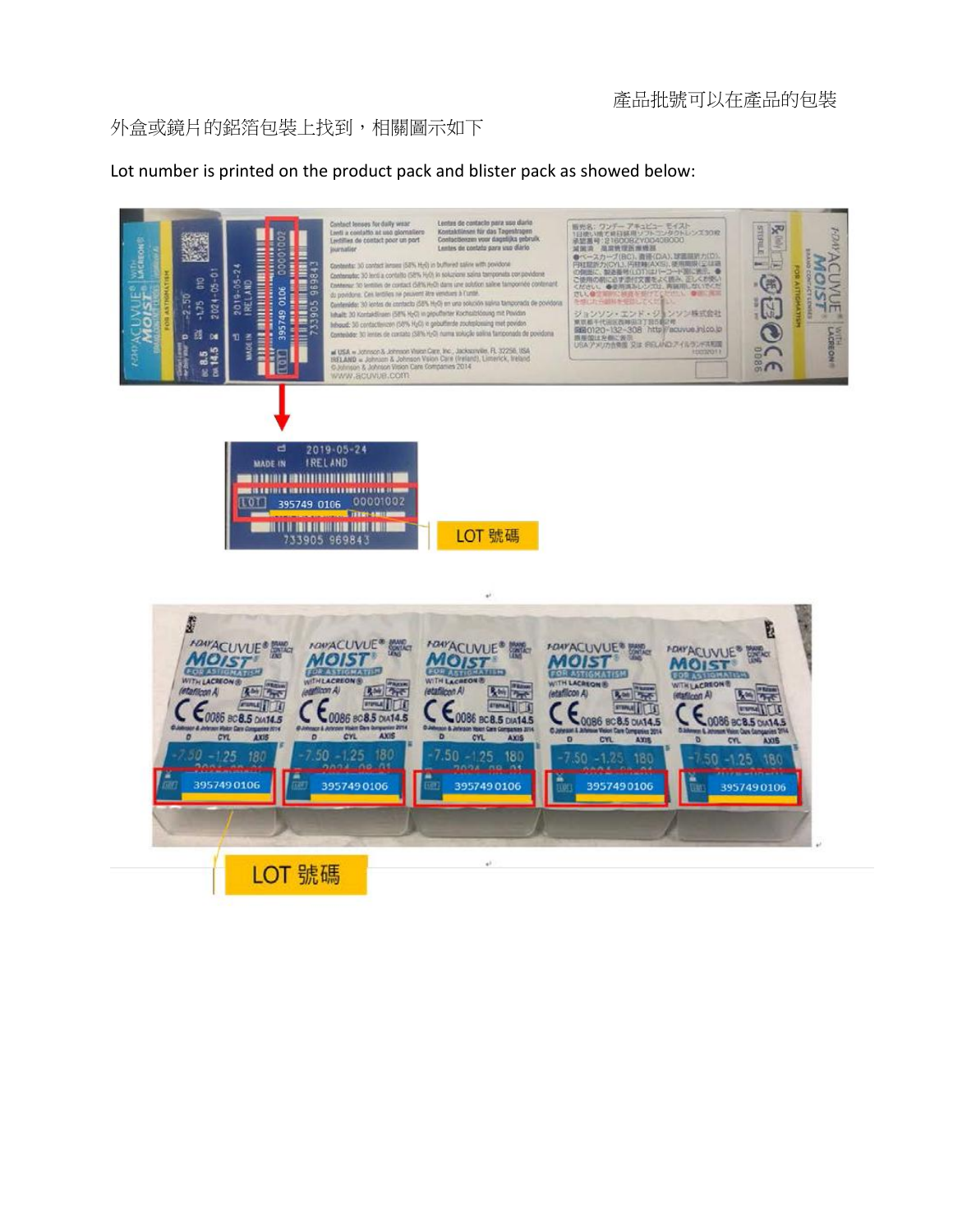產品批號可以在產品的包裝外盒或鏡片的鋁箔包裝上找到，相關圖示如下

Lot number is printed on the product pack and blister pack as showed below:

LOT 號碼

LOT 號碼